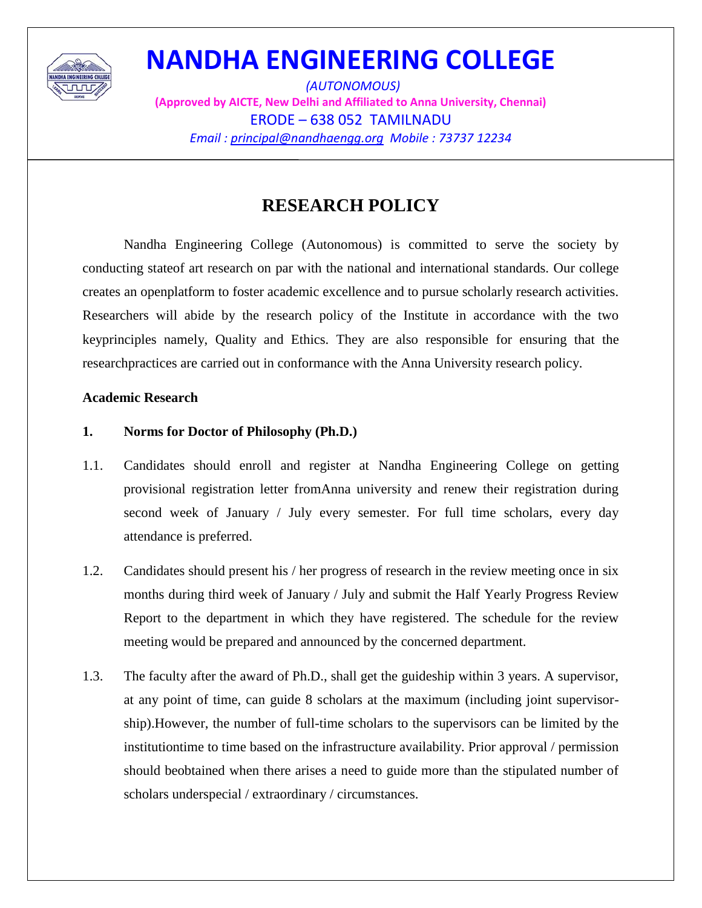# NANDHA ENGINEERING COLLEGE

*(AUTONOMOUS)*

**(Approved by AICTE, New Delhi and Affiliated to Anna University, Chennai)**

ERODE – 638 052 TAMILNADU

*Email : principal@nandhaengg.org Mobile : 73737 12234*

## RESEARCH POLICY

Nandha Engineering College (Autonomous) is committed to serve the society by conducting stateof art research on par with the national and international standards. Our college creates an openplatform to foster academic excellence and to pursue scholarly research activities. Researchers will abide by the research policy of the Institute in accordance with the two keyprinciples namely, Quality and Ethics. They are also responsible for ensuring that the researchpractices are carried out in conformance with the Anna University research policy.

**Academic Research**

**1. Norms for Doctor of Philosophy (Ph.D.)**

1.1. Candidates should enroll and register at Nandha Engineering College on getting provisional registration letter fromAnna university and renew their registration during second week of January / July every semester. For full time scholars, every day attendance is preferred.

1.2. Candidates should present his / her progress of research in the review meeting once in six months during third week of January / July and submit the Half Yearly Progress Review Report to the department in which they have registered. The schedule for the review meeting would be prepared and announced by the concerned department.

1.3. The faculty after the award of Ph.D., shall get the guideship within 3 years. A supervisor, at any point of time, can guide 8 scholars at the maximum (including joint supervisor-ship).However, the number of full-time scholars to the supervisors can be limited by the institutiontime to time based on the infrastructure availability. Prior approval / permission should beobtained when there arises a need to guide more than the stipulated number of scholars underspecial / extraordinary / circumstances.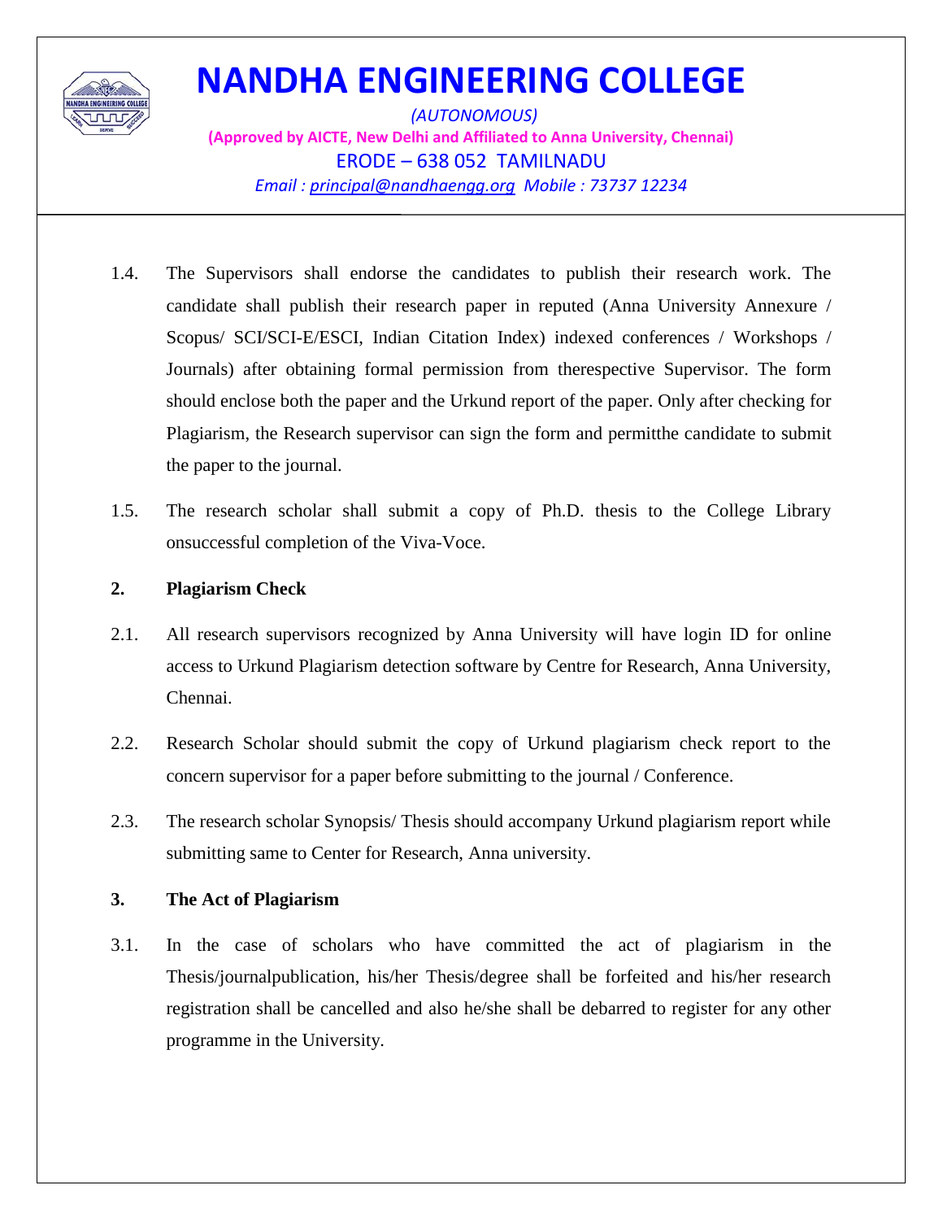1.4. The Supervisors shall endorse the candidates to publish their research work. The candidate shall publish their research paper in reputed (Anna University Annexure / Scopus/ SCI/SCI-E/ESCI, Indian Citation Index) indexed conferences / Workshops / Journals) after obtaining formal permission from therespective Supervisor. The form should enclose both the paper and the Urkund report of the paper. Only after checking for Plagiarism, the Research supervisor can sign the form and permitthe candidate to submit the paper to the journal.

1.5. The research scholar shall submit a copy of Ph.D. thesis to the College Library onsuccessful completion of the Viva-Voce.

**2. Plagiarism Check**

2.1. All research supervisors recognized by Anna University will have login ID for online access to Urkund Plagiarism detection software by Centre for Research, Anna University, Chennai.

2.2. Research Scholar should submit the copy of Urkund plagiarism check report to the concern supervisor for a paper before submitting to the journal / Conference.

2.3. The research scholar Synopsis/ Thesis should accompany Urkund plagiarism report while submitting same to Center for Research, Anna university.

**3. The Act of Plagiarism**

3.1. In the case of scholars who have committed the act of plagiarism in the Thesis/journalpublication, his/her Thesis/degree shall be forfeited and his/her research registration shall be cancelled and also he/she shall be debarred to register for any other programme in the University.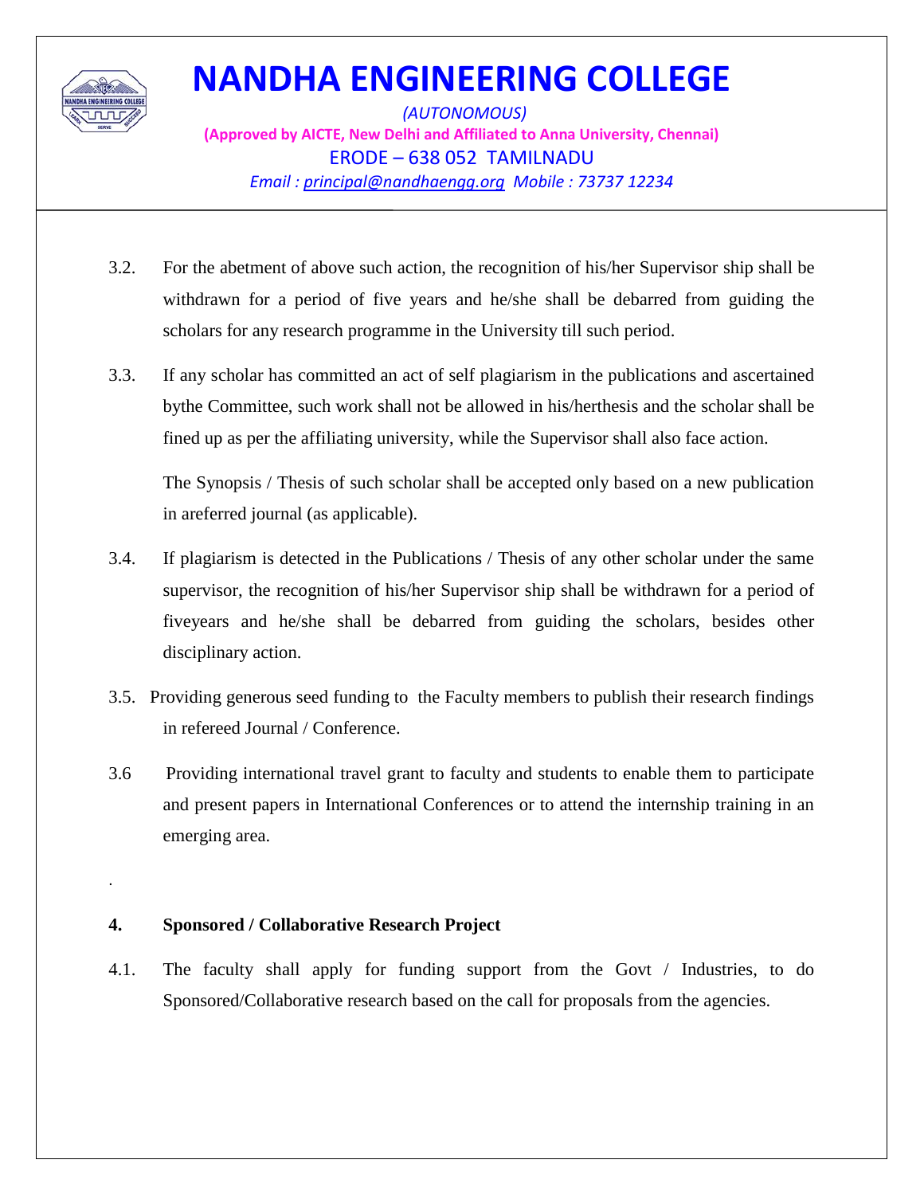3.2. For the abetment of above such action, the recognition of his/her Supervisor ship shall be withdrawn for a period of five years and he/she shall be debarred from guiding the scholars for any research programme in the University till such period.

3.3. If any scholar has committed an act of self plagiarism in the publications and ascertained bythe Committee, such work shall not be allowed in his/herthesis and the scholar shall be fined up as per the affiliating university, while the Supervisor shall also face action.

The Synopsis / Thesis of such scholar shall be accepted only based on a new publication in areferred journal (as applicable).

3.4. If plagiarism is detected in the Publications / Thesis of any other scholar under the same supervisor, the recognition of his/her Supervisor ship shall be withdrawn for a period of fiveyears and he/she shall be debarred from guiding the scholars, besides other disciplinary action.

3.5. Providing generous seed funding to the Faculty members to publish their research findings in refereed Journal / Conference.

3.6 Providing international travel grant to faculty and students to enable them to participate and present papers in International Conferences or to attend the internship training in an emerging area.

.

**4. Sponsored / Collaborative Research Project**

4.1. The faculty shall apply for funding support from the Govt / Industries, to do Sponsored/Collaborative research based on the call for proposals from the agencies.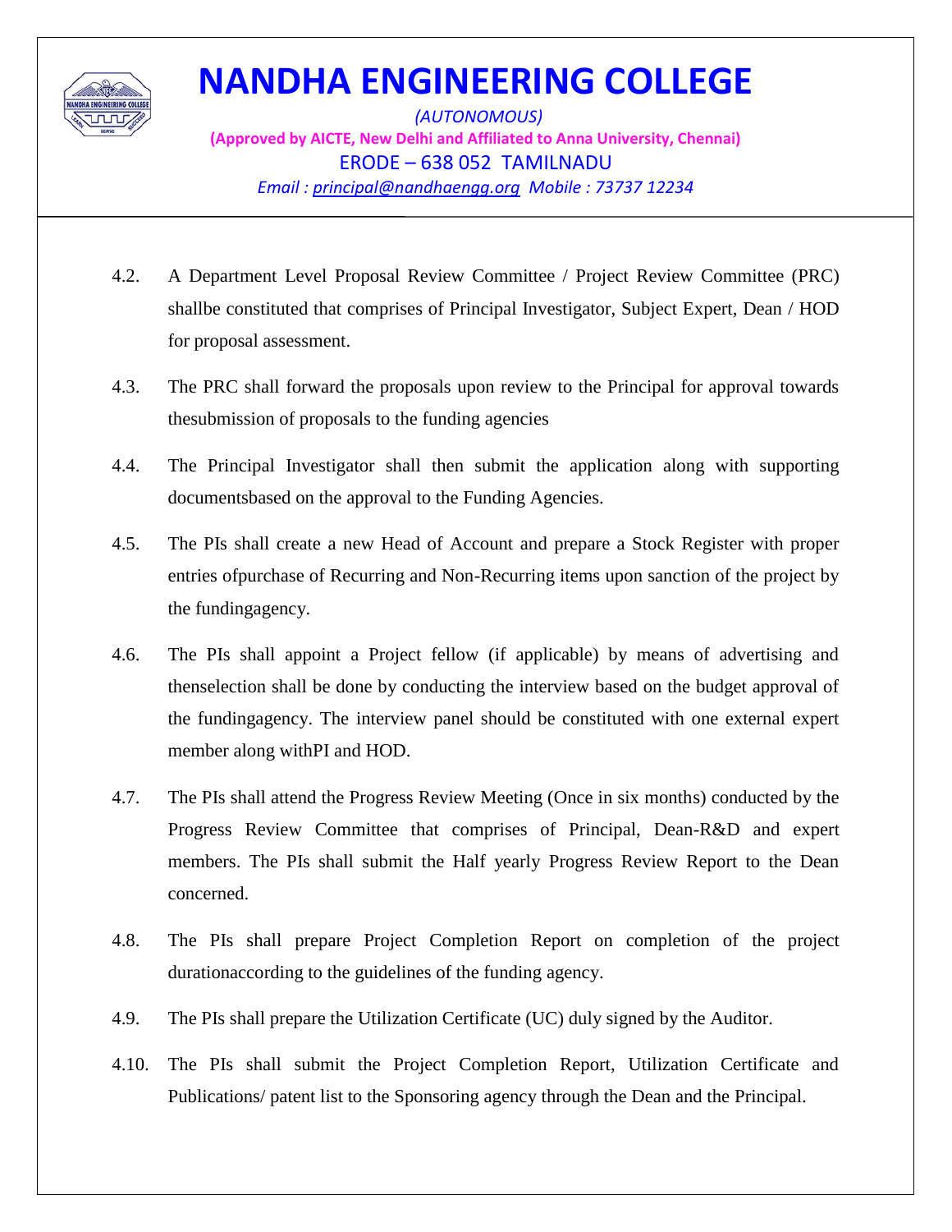4.2. A Department Level Proposal Review Committee / Project Review Committee (PRC) shallbe constituted that comprises of Principal Investigator, Subject Expert, Dean / HOD for proposal assessment.

4.3. The PRC shall forward the proposals upon review to the Principal for approval towards thesubmission of proposals to the funding agencies

4.4. The Principal Investigator shall then submit the application along with supporting documentsbased on the approval to the Funding Agencies.

4.5. The PIs shall create a new Head of Account and prepare a Stock Register with proper entries ofpurchase of Recurring and Non-Recurring items upon sanction of the project by the fundingagency.

4.6. The PIs shall appoint a Project fellow (if applicable) by means of advertising and thenselection shall be done by conducting the interview based on the budget approval of the fundingagency. The interview panel should be constituted with one external expert member along withPI and HOD.

4.7. The PIs shall attend the Progress Review Meeting (Once in six months) conducted by the Progress Review Committee that comprises of Principal, Dean-R&D and expert members. The PIs shall submit the Half yearly Progress Review Report to the Dean concerned.

4.8. The PIs shall prepare Project Completion Report on completion of the project durationaccording to the guidelines of the funding agency.

4.9. The PIs shall prepare the Utilization Certificate (UC) duly signed by the Auditor.

4.10. The PIs shall submit the Project Completion Report, Utilization Certificate and Publications/ patent list to the Sponsoring agency through the Dean and the Principal.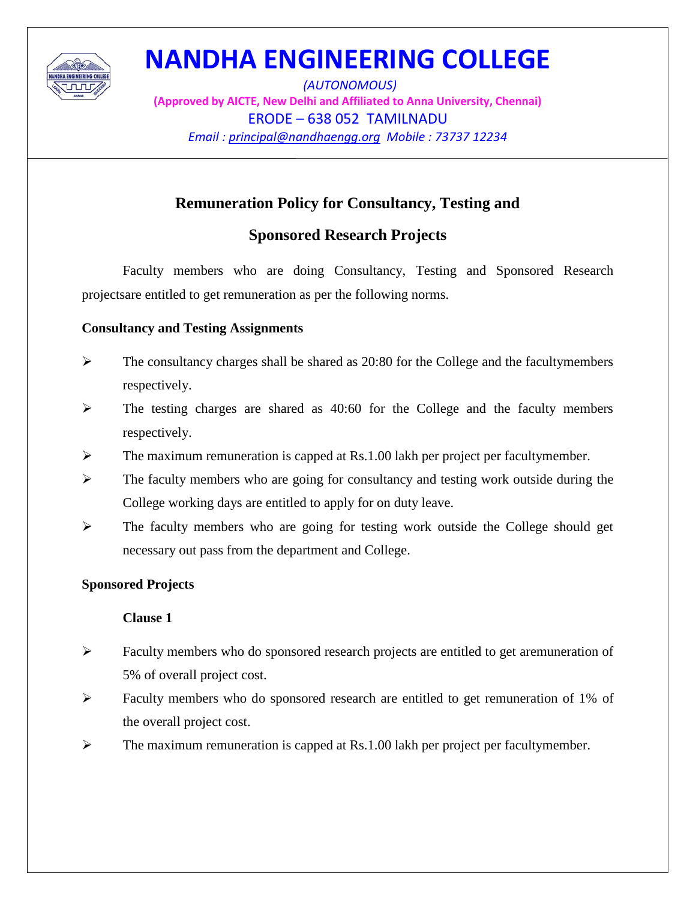# NANDHA ENGINEERING COLLEGE

*(AUTONOMOUS)*

**(Approved by AICTE, New Delhi and Affiliated to Anna University, Chennai)**

ERODE – 638 052 TAMILNADU

*Email : principal@nandhaengg.org Mobile : 73737 12234*

## Remuneration Policy for Consultancy, Testing and Sponsored Research Projects

Faculty members who are doing Consultancy, Testing and Sponsored Research projectsare entitled to get remuneration as per the following norms.

**Consultancy and Testing Assignments**

- The consultancy charges shall be shared as 20:80 for the College and the facultymembers respectively.
- The testing charges are shared as 40:60 for the College and the faculty members respectively.
- The maximum remuneration is capped at Rs.1.00 lakh per project per facultymember.
- The faculty members who are going for consultancy and testing work outside during the College working days are entitled to apply for on duty leave.
- The faculty members who are going for testing work outside the College should get necessary out pass from the department and College.

**Sponsored Projects**

**Clause 1**

- Faculty members who do sponsored research projects are entitled to get aremuneration of 5% of overall project cost.
- Faculty members who do sponsored research are entitled to get remuneration of 1% of the overall project cost.
- The maximum remuneration is capped at Rs.1.00 lakh per project per facultymember.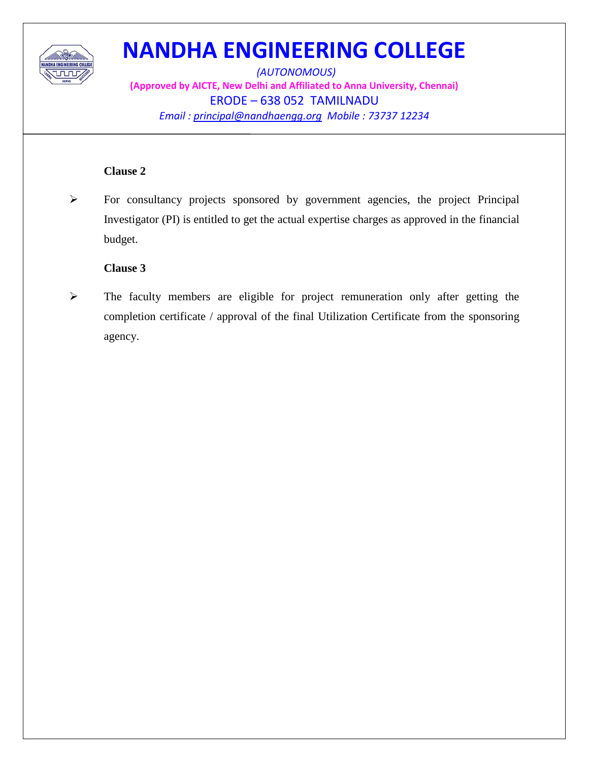**Clause 2**

- For consultancy projects sponsored by government agencies, the project Principal Investigator (PI) is entitled to get the actual expertise charges as approved in the financial budget.

**Clause 3**

- The faculty members are eligible for project remuneration only after getting the completion certificate / approval of the final Utilization Certificate from the sponsoring agency.